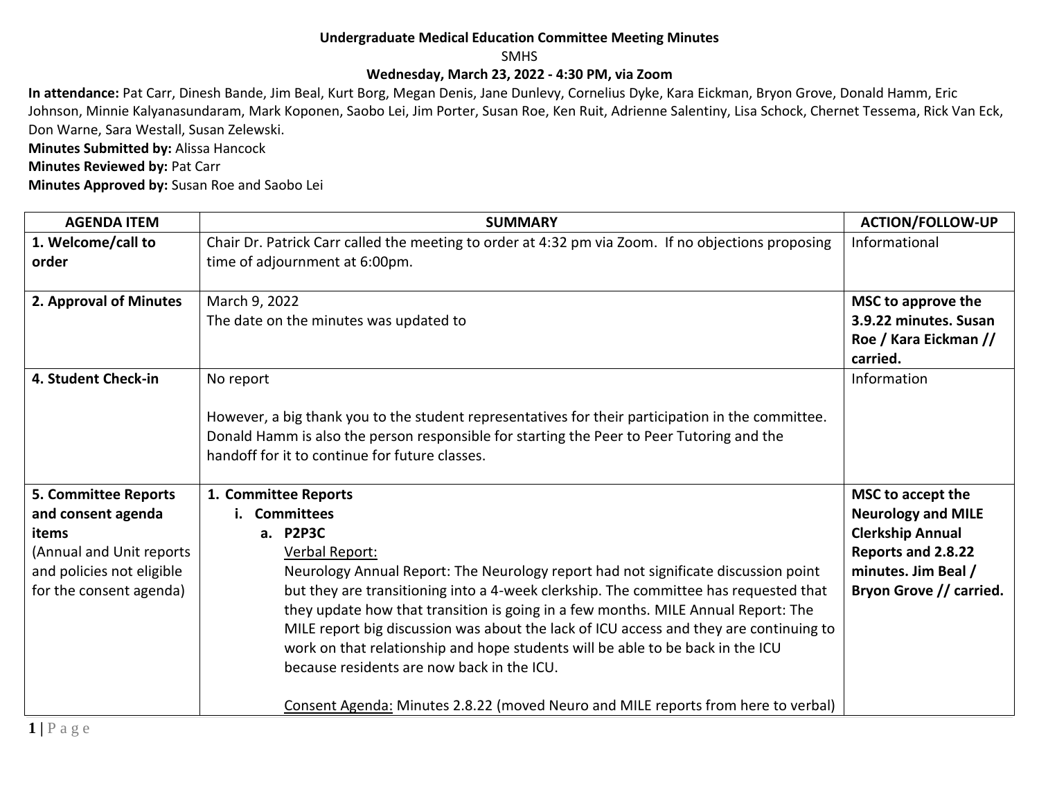**Undergraduate Medical Education Committee Meeting Minutes**

SMHS

**Wednesday, March 23, 2022 - 4:30 PM, via Zoom**

**In attendance:** Pat Carr, Dinesh Bande, Jim Beal, Kurt Borg, Megan Denis, Jane Dunlevy, Cornelius Dyke, Kara Eickman, Bryon Grove, Donald Hamm, Eric Johnson, Minnie Kalyanasundaram, Mark Koponen, Saobo Lei, Jim Porter, Susan Roe, Ken Ruit, Adrienne Salentiny, Lisa Schock, Chernet Tessema, Rick Van Eck, Don Warne, Sara Westall, Susan Zelewski.

**Minutes Submitted by:** Alissa Hancock

**Minutes Reviewed by:** Pat Carr

**Minutes Approved by:** Susan Roe and Saobo Lei

| AGENDA ITEM | SUMMARY | ACTION/FOLLOW-UP |
|---|---|---|
| **1. Welcome/call to order** | Chair Dr. Patrick Carr called the meeting to order at 4:32 pm via Zoom. If no objections proposing time of adjournment at 6:00pm. | Informational |
| **2. Approval of Minutes** | March 9, 2022<br>The date on the minutes was updated to | **MSC to approve the 3.9.22 minutes. Susan Roe / Kara Eickman // carried.** |
| **4. Student Check-in** | No report<br><br>However, a big thank you to the student representatives for their participation in the committee. Donald Hamm is also the person responsible for starting the Peer to Peer Tutoring and the handoff for it to continue for future classes. | Information |
| **5. Committee Reports and consent agenda items**<br>(Annual and Unit reports and policies not eligible for the consent agenda) | **1. Committee Reports**<br>**i. Committees**<br>**a. P2P3C**<br>Verbal Report:<br>Neurology Annual Report: The Neurology report had not significate discussion point but they are transitioning into a 4-week clerkship. The committee has requested that they update how that transition is going in a few months. MILE Annual Report: The MILE report big discussion was about the lack of ICU access and they are continuing to work on that relationship and hope students will be able to be back in the ICU because residents are now back in the ICU.<br><br>Consent Agenda: Minutes 2.8.22 (moved Neuro and MILE reports from here to verbal) | **MSC to accept the Neurology and MILE Clerkship Annual Reports and 2.8.22 minutes. Jim Beal / Bryon Grove // carried.** |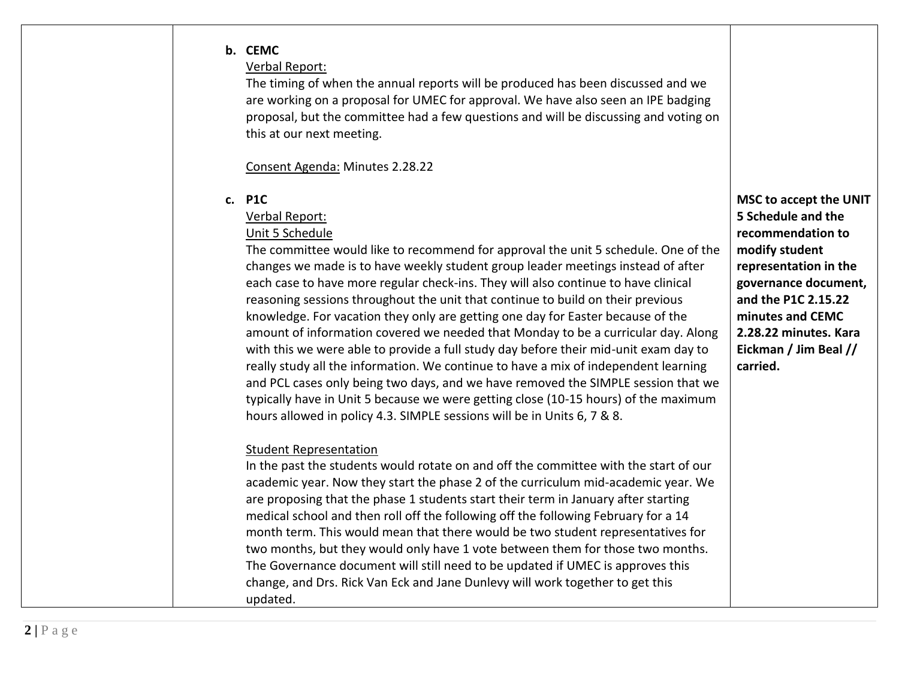| | | |
|---|---|---|
| | **b. CEMC**<br>Verbal Report:<br>The timing of when the annual reports will be produced has been discussed and we are working on a proposal for UMEC for approval. We have also seen an IPE badging proposal, but the committee had a few questions and will be discussing and voting on this at our next meeting.<br><br>Consent Agenda: Minutes 2.28.22<br><br>**c. P1C**<br>Verbal Report:<br>Unit 5 Schedule<br>The committee would like to recommend for approval the unit 5 schedule. One of the changes we made is to have weekly student group leader meetings instead of after each case to have more regular check-ins. They will also continue to have clinical reasoning sessions throughout the unit that continue to build on their previous knowledge. For vacation they only are getting one day for Easter because of the amount of information covered we needed that Monday to be a curricular day. Along with this we were able to provide a full study day before their mid-unit exam day to really study all the information. We continue to have a mix of independent learning and PCL cases only being two days, and we have removed the SIMPLE session that we typically have in Unit 5 because we were getting close (10-15 hours) of the maximum hours allowed in policy 4.3. SIMPLE sessions will be in Units 6, 7 & 8.<br><br>Student Representation<br>In the past the students would rotate on and off the committee with the start of our academic year. Now they start the phase 2 of the curriculum mid-academic year. We are proposing that the phase 1 students start their term in January after starting medical school and then roll off the following off the following February for a 14 month term. This would mean that there would be two student representatives for two months, but they would only have 1 vote between them for those two months. The Governance document will still need to be updated if UMEC is approves this change, and Drs. Rick Van Eck and Jane Dunlevy will work together to get this updated. | **MSC to accept the UNIT 5 Schedule and the recommendation to modify student representation in the governance document, and the P1C 2.15.22 minutes and CEMC 2.28.22 minutes. Kara Eickman / Jim Beal // carried.** |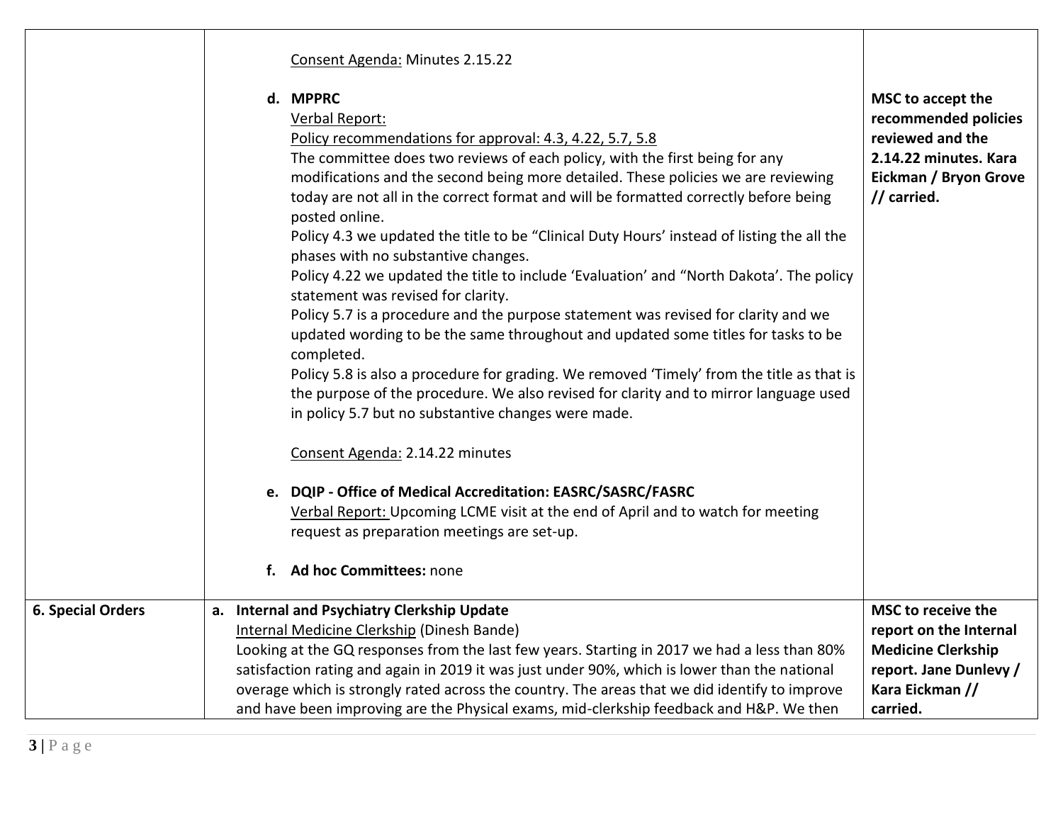| | | |
|---|---|---|
| | Consent Agenda: Minutes 2.15.22<br><br>**d. MPPRC**<br>Verbal Report:<br>Policy recommendations for approval: 4.3, 4.22, 5.7, 5.8<br>The committee does two reviews of each policy, with the first being for any modifications and the second being more detailed. These policies we are reviewing today are not all in the correct format and will be formatted correctly before being posted online.<br>Policy 4.3 we updated the title to be "Clinical Duty Hours' instead of listing the all the phases with no substantive changes.<br>Policy 4.22 we updated the title to include 'Evaluation' and "North Dakota'. The policy statement was revised for clarity.<br>Policy 5.7 is a procedure and the purpose statement was revised for clarity and we updated wording to be the same throughout and updated some titles for tasks to be completed.<br>Policy 5.8 is also a procedure for grading. We removed 'Timely' from the title as that is the purpose of the procedure. We also revised for clarity and to mirror language used in policy 5.7 but no substantive changes were made.<br><br>Consent Agenda: 2.14.22 minutes<br><br>**e. DQIP - Office of Medical Accreditation: EASRC/SASRC/FASRC**<br>Verbal Report: Upcoming LCME visit at the end of April and to watch for meeting request as preparation meetings are set-up.<br><br>**f. Ad hoc Committees:** none | **MSC to accept the recommended policies reviewed and the 2.14.22 minutes. Kara Eickman / Bryon Grove // carried.** |
| **6. Special Orders** | **a. Internal and Psychiatry Clerkship Update**<br>Internal Medicine Clerkship (Dinesh Bande)<br>Looking at the GQ responses from the last few years. Starting in 2017 we had a less than 80% satisfaction rating and again in 2019 it was just under 90%, which is lower than the national overage which is strongly rated across the country. The areas that we did identify to improve and have been improving are the Physical exams, mid-clerkship feedback and H&P. We then | **MSC to receive the report on the Internal Medicine Clerkship report. Jane Dunlevy / Kara Eickman // carried.** |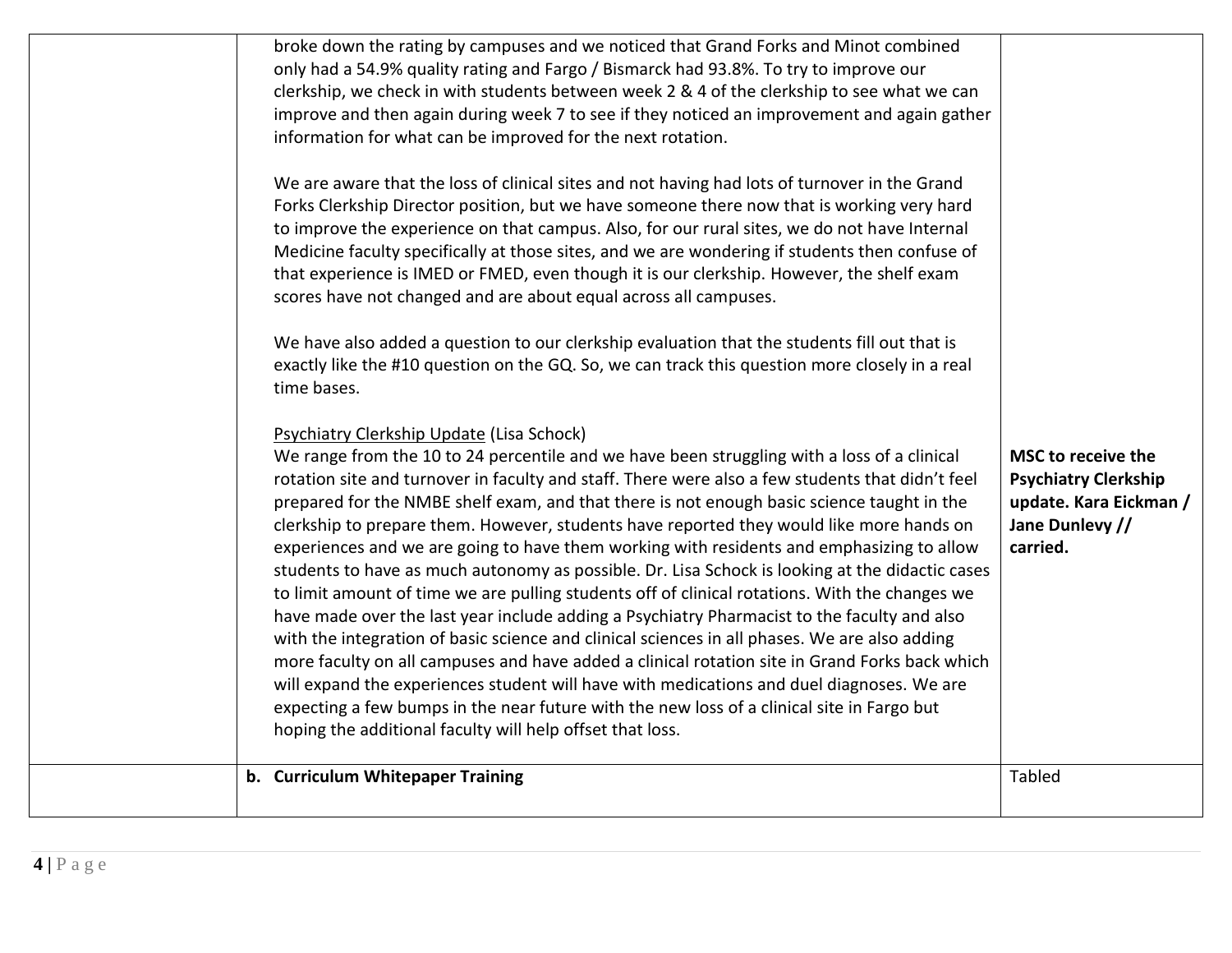| | | |
|---|---|---|
| | broke down the rating by campuses and we noticed that Grand Forks and Minot combined only had a 54.9% quality rating and Fargo / Bismarck had 93.8%. To try to improve our clerkship, we check in with students between week 2 & 4 of the clerkship to see what we can improve and then again during week 7 to see if they noticed an improvement and again gather information for what can be improved for the next rotation.<br><br>We are aware that the loss of clinical sites and not having had lots of turnover in the Grand Forks Clerkship Director position, but we have someone there now that is working very hard to improve the experience on that campus. Also, for our rural sites, we do not have Internal Medicine faculty specifically at those sites, and we are wondering if students then confuse of that experience is IMED or FMED, even though it is our clerkship. However, the shelf exam scores have not changed and are about equal across all campuses.<br><br>We have also added a question to our clerkship evaluation that the students fill out that is exactly like the #10 question on the GQ. So, we can track this question more closely in a real time bases.<br><br><u>Psychiatry Clerkship Update</u> (Lisa Schock)<br>We range from the 10 to 24 percentile and we have been struggling with a loss of a clinical rotation site and turnover in faculty and staff. There were also a few students that didn't feel prepared for the NMBE shelf exam, and that there is not enough basic science taught in the clerkship to prepare them. However, students have reported they would like more hands on experiences and we are going to have them working with residents and emphasizing to allow students to have as much autonomy as possible. Dr. Lisa Schock is looking at the didactic cases to limit amount of time we are pulling students off of clinical rotations. With the changes we have made over the last year include adding a Psychiatry Pharmacist to the faculty and also with the integration of basic science and clinical sciences in all phases. We are also adding more faculty on all campuses and have added a clinical rotation site in Grand Forks back which will expand the experiences student will have with medications and duel diagnoses. We are expecting a few bumps in the near future with the new loss of a clinical site in Fargo but hoping the additional faculty will help offset that loss. | **MSC to receive the Psychiatry Clerkship update. Kara Eickman / Jane Dunlevy // carried.** |
| | **b. Curriculum Whitepaper Training** | Tabled |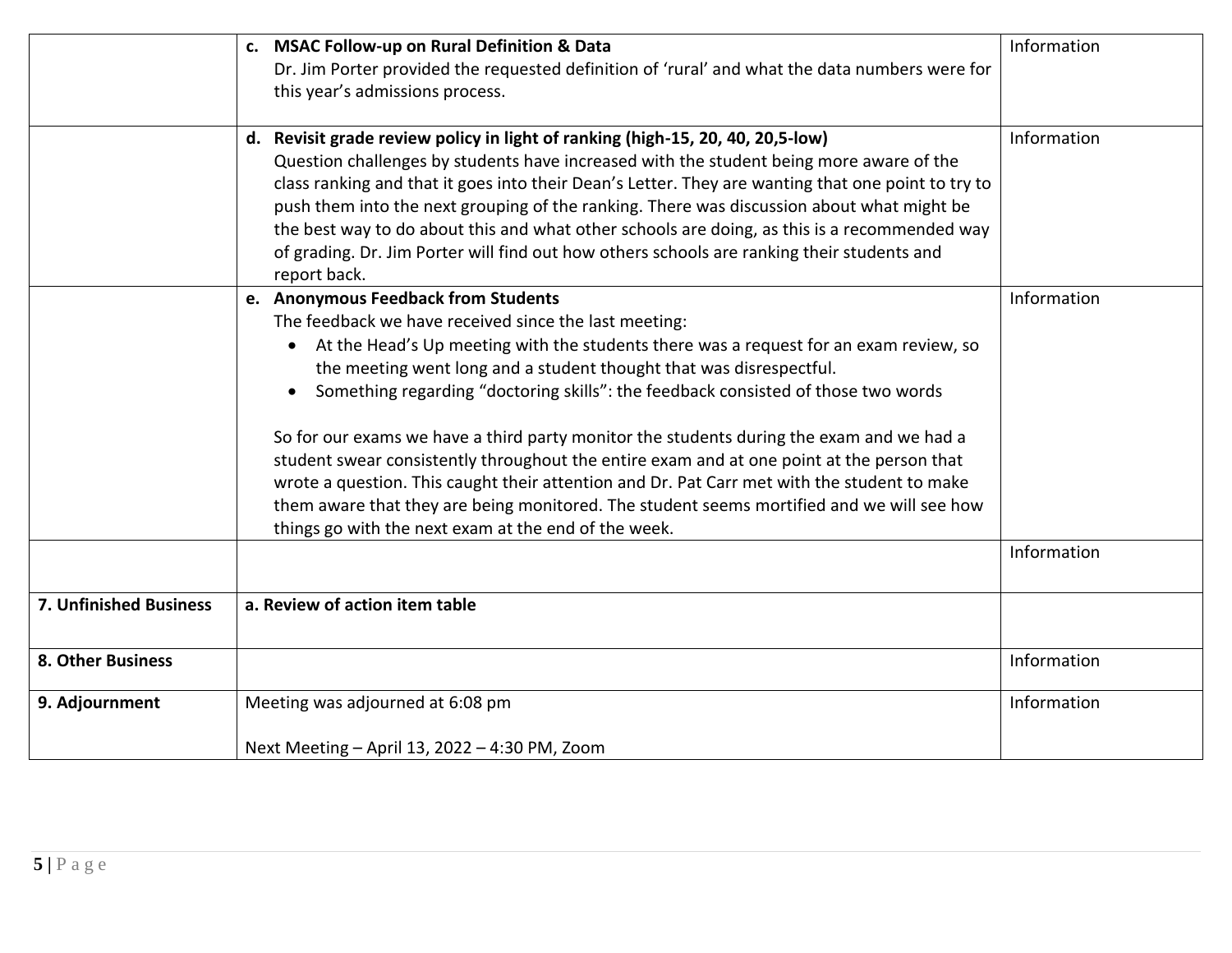| | | |
|---|---|---|
| | **c. MSAC Follow-up on Rural Definition & Data**<br>Dr. Jim Porter provided the requested definition of 'rural' and what the data numbers were for this year's admissions process. | Information |
| | **d. Revisit grade review policy in light of ranking (high-15, 20, 40, 20,5-low)**<br>Question challenges by students have increased with the student being more aware of the class ranking and that it goes into their Dean's Letter. They are wanting that one point to try to push them into the next grouping of the ranking. There was discussion about what might be the best way to do about this and what other schools are doing, as this is a recommended way of grading. Dr. Jim Porter will find out how others schools are ranking their students and report back. | Information |
| | **e. Anonymous Feedback from Students**<br>The feedback we have received since the last meeting:<br>• At the Head's Up meeting with the students there was a request for an exam review, so the meeting went long and a student thought that was disrespectful.<br>• Something regarding "doctoring skills": the feedback consisted of those two words<br><br>So for our exams we have a third party monitor the students during the exam and we had a student swear consistently throughout the entire exam and at one point at the person that wrote a question. This caught their attention and Dr. Pat Carr met with the student to make them aware that they are being monitored. The student seems mortified and we will see how things go with the next exam at the end of the week. | Information |
| | | Information |
| **7. Unfinished Business** | **a. Review of action item table** | |
| **8. Other Business** | | Information |
| **9. Adjournment** | Meeting was adjourned at 6:08 pm<br><br>Next Meeting – April 13, 2022 – 4:30 PM, Zoom | Information |